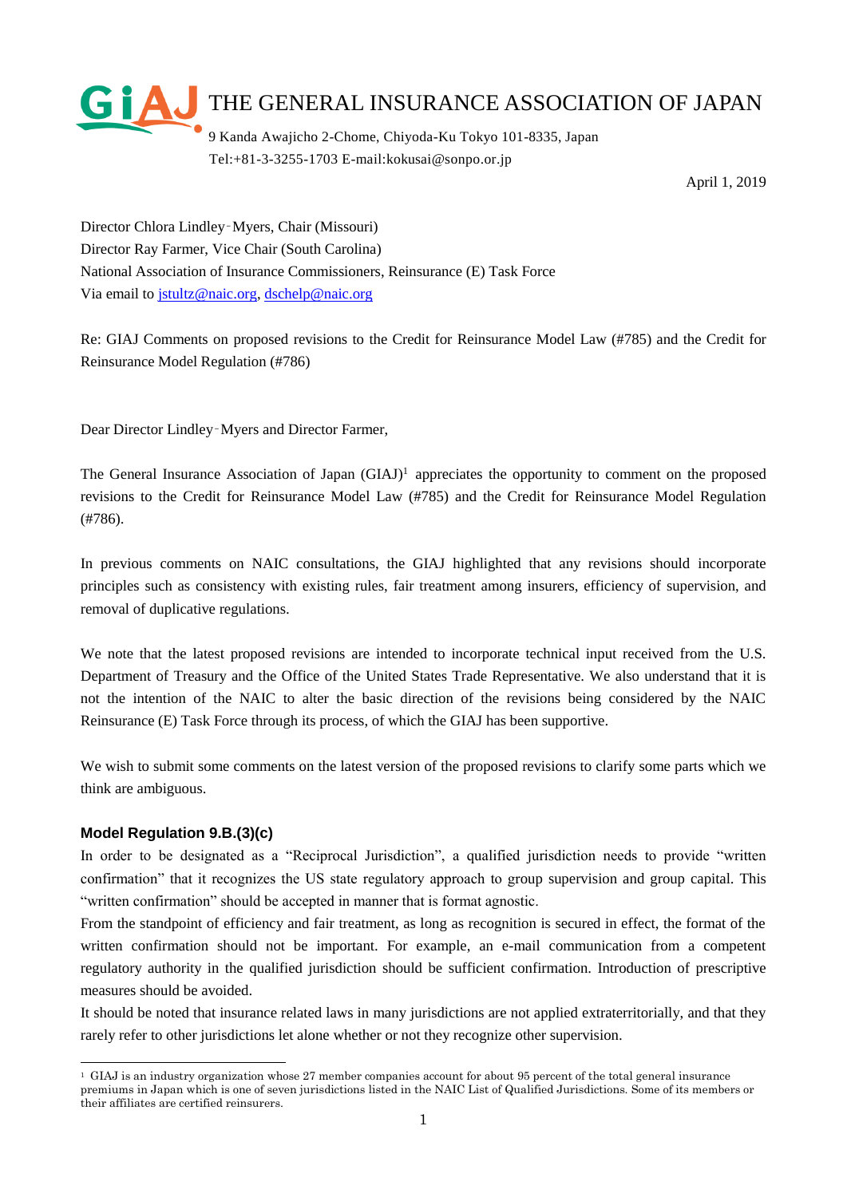# THE GENERAL INSURANCE ASSOCIATION OF JAPAN

9 Kanda Awajicho 2-Chome, Chiyoda-Ku Tokyo 101-8335, Japan
Tel:+81-3-3255-1703 E-mail:kokusai@sonpo.or.jp

April 1, 2019

Director Chlora Lindley‐Myers, Chair (Missouri)
Director Ray Farmer, Vice Chair (South Carolina)
National Association of Insurance Commissioners, Reinsurance (E) Task Force
Via email to jstultz@naic.org, dschelp@naic.org

Re: GIAJ Comments on proposed revisions to the Credit for Reinsurance Model Law (#785) and the Credit for Reinsurance Model Regulation (#786)

Dear Director Lindley‐Myers and Director Farmer,

The General Insurance Association of Japan (GIAJ)[1] appreciates the opportunity to comment on the proposed revisions to the Credit for Reinsurance Model Law (#785) and the Credit for Reinsurance Model Regulation (#786).

In previous comments on NAIC consultations, the GIAJ highlighted that any revisions should incorporate principles such as consistency with existing rules, fair treatment among insurers, efficiency of supervision, and removal of duplicative regulations.

We note that the latest proposed revisions are intended to incorporate technical input received from the U.S. Department of Treasury and the Office of the United States Trade Representative. We also understand that it is not the intention of the NAIC to alter the basic direction of the revisions being considered by the NAIC Reinsurance (E) Task Force through its process, of which the GIAJ has been supportive.

We wish to submit some comments on the latest version of the proposed revisions to clarify some parts which we think are ambiguous.

### Model Regulation 9.B.(3)(c)

In order to be designated as a "Reciprocal Jurisdiction", a qualified jurisdiction needs to provide "written confirmation" that it recognizes the US state regulatory approach to group supervision and group capital. This "written confirmation" should be accepted in manner that is format agnostic.

From the standpoint of efficiency and fair treatment, as long as recognition is secured in effect, the format of the written confirmation should not be important. For example, an e-mail communication from a competent regulatory authority in the qualified jurisdiction should be sufficient confirmation. Introduction of prescriptive measures should be avoided.

It should be noted that insurance related laws in many jurisdictions are not applied extraterritorially, and that they rarely refer to other jurisdictions let alone whether or not they recognize other supervision.

---

[1] GIAJ is an industry organization whose 27 member companies account for about 95 percent of the total general insurance premiums in Japan which is one of seven jurisdictions listed in the NAIC List of Qualified Jurisdictions. Some of its members or their affiliates are certified reinsurers.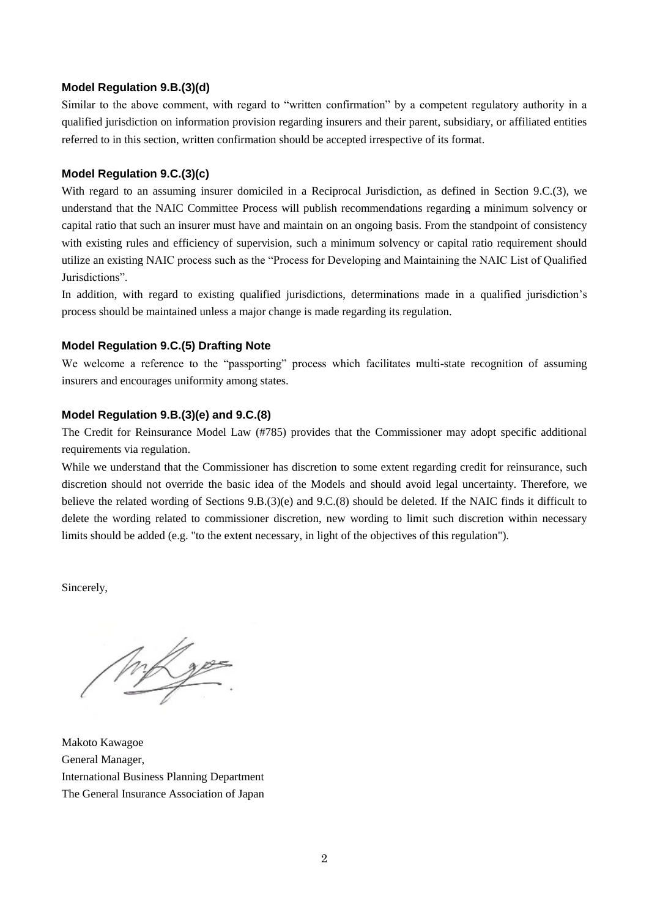**Model Regulation 9.B.(3)(d)**

Similar to the above comment, with regard to "written confirmation" by a competent regulatory authority in a qualified jurisdiction on information provision regarding insurers and their parent, subsidiary, or affiliated entities referred to in this section, written confirmation should be accepted irrespective of its format.

**Model Regulation 9.C.(3)(c)**

With regard to an assuming insurer domiciled in a Reciprocal Jurisdiction, as defined in Section 9.C.(3), we understand that the NAIC Committee Process will publish recommendations regarding a minimum solvency or capital ratio that such an insurer must have and maintain on an ongoing basis. From the standpoint of consistency with existing rules and efficiency of supervision, such a minimum solvency or capital ratio requirement should utilize an existing NAIC process such as the "Process for Developing and Maintaining the NAIC List of Qualified Jurisdictions".

In addition, with regard to existing qualified jurisdictions, determinations made in a qualified jurisdiction's process should be maintained unless a major change is made regarding its regulation.

**Model Regulation 9.C.(5) Drafting Note**

We welcome a reference to the "passporting" process which facilitates multi-state recognition of assuming insurers and encourages uniformity among states.

**Model Regulation 9.B.(3)(e) and 9.C.(8)**

The Credit for Reinsurance Model Law (#785) provides that the Commissioner may adopt specific additional requirements via regulation.

While we understand that the Commissioner has discretion to some extent regarding credit for reinsurance, such discretion should not override the basic idea of the Models and should avoid legal uncertainty. Therefore, we believe the related wording of Sections 9.B.(3)(e) and 9.C.(8) should be deleted. If the NAIC finds it difficult to delete the wording related to commissioner discretion, new wording to limit such discretion within necessary limits should be added (e.g. "to the extent necessary, in light of the objectives of this regulation").

Sincerely,

Makoto Kawagoe
General Manager,
International Business Planning Department
The General Insurance Association of Japan